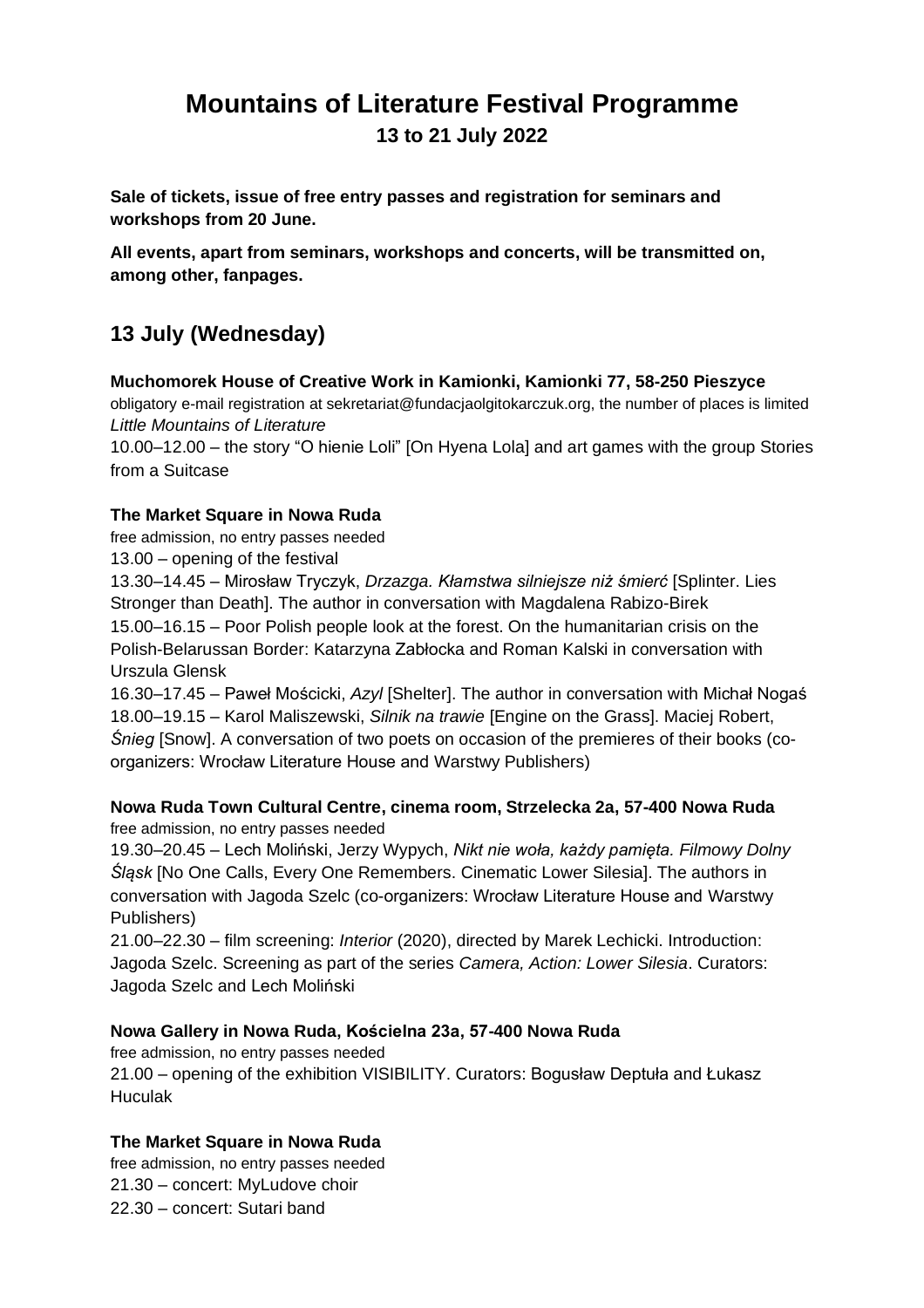# Mountains of Literature Festival Programme

**13 to 21 July 2022**

**Sale of tickets, issue of free entry passes and registration for seminars and workshops from 20 June.**

**All events, apart from seminars, workshops and concerts, will be transmitted on, among other, fanpages.**

## 13 July (Wednesday)

**Muchomorek House of Creative Work in Kamionki, Kamionki 77, 58-250 Pieszyce**

obligatory e-mail registration at sekretariat@fundacjaolgitokarczuk.org, the number of places is limited

*Little Mountains of Literature*

10.00–12.00 – the story "O hienie Loli" [On Hyena Lola] and art games with the group Stories from a Suitcase

**The Market Square in Nowa Ruda**

free admission, no entry passes needed

13.00 – opening of the festival

13.30–14.45 – Mirosław Tryczyk, *Drzazga. Kłamstwa silniejsze niż śmierć* [Splinter. Lies Stronger than Death]. The author in conversation with Magdalena Rabizo-Birek

15.00–16.15 – Poor Polish people look at the forest. On the humanitarian crisis on the Polish-Belarussan Border: Katarzyna Zabłocka and Roman Kalski in conversation with Urszula Glensk

16.30–17.45 – Paweł Mościcki, *Azyl* [Shelter]. The author in conversation with Michał Nogaś

18.00–19.15 – Karol Maliszewski, *Silnik na trawie* [Engine on the Grass]. Maciej Robert, *Śnieg* [Snow]. A conversation of two poets on occasion of the premieres of their books (co-organizers: Wrocław Literature House and Warstwy Publishers)

**Nowa Ruda Town Cultural Centre, cinema room, Strzelecka 2a, 57-400 Nowa Ruda**

free admission, no entry passes needed

19.30–20.45 – Lech Moliński, Jerzy Wypych, *Nikt nie woła, każdy pamięta. Filmowy Dolny Śląsk* [No One Calls, Every One Remembers. Cinematic Lower Silesia]. The authors in conversation with Jagoda Szelc (co-organizers: Wrocław Literature House and Warstwy Publishers)

21.00–22.30 – film screening: *Interior* (2020), directed by Marek Lechicki. Introduction: Jagoda Szelc. Screening as part of the series *Camera, Action: Lower Silesia*. Curators: Jagoda Szelc and Lech Moliński

**Nowa Gallery in Nowa Ruda, Kościelna 23a, 57-400 Nowa Ruda**

free admission, no entry passes needed

21.00 – opening of the exhibition VISIBILITY. Curators: Bogusław Deptuła and Łukasz Huculak

**The Market Square in Nowa Ruda**

free admission, no entry passes needed

21.30 – concert: MyLudove choir

22.30 – concert: Sutari band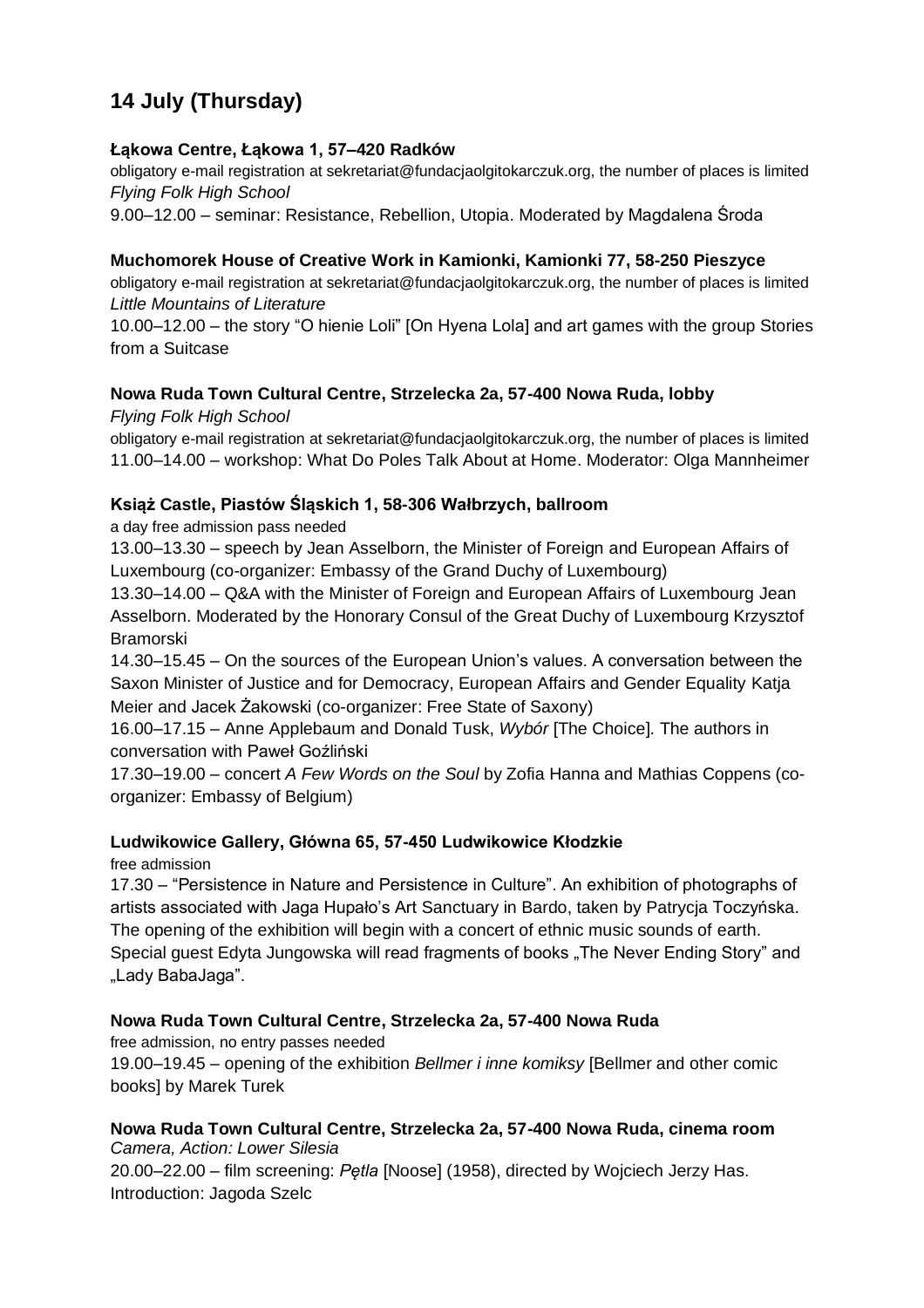# 14 July (Thursday)

**Łąkowa Centre, Łąkowa 1, 57–420 Radków**

obligatory e-mail registration at sekretariat@fundacjaolgitokarczuk.org, the number of places is limited

*Flying Folk High School*

9.00–12.00 – seminar: Resistance, Rebellion, Utopia. Moderated by Magdalena Środa

**Muchomorek House of Creative Work in Kamionki, Kamionki 77, 58-250 Pieszyce**

obligatory e-mail registration at sekretariat@fundacjaolgitokarczuk.org, the number of places is limited

*Little Mountains of Literature*

10.00–12.00 – the story "O hienie Loli" [On Hyena Lola] and art games with the group Stories from a Suitcase

**Nowa Ruda Town Cultural Centre, Strzelecka 2a, 57-400 Nowa Ruda, lobby**

*Flying Folk High School*

obligatory e-mail registration at sekretariat@fundacjaolgitokarczuk.org, the number of places is limited

11.00–14.00 – workshop: What Do Poles Talk About at Home. Moderator: Olga Mannheimer

**Książ Castle, Piastów Śląskich 1, 58-306 Wałbrzych, ballroom**

a day free admission pass needed

13.00–13.30 – speech by Jean Asselborn, the Minister of Foreign and European Affairs of Luxembourg (co-organizer: Embassy of the Grand Duchy of Luxembourg)

13.30–14.00 – Q&A with the Minister of Foreign and European Affairs of Luxembourg Jean Asselborn. Moderated by the Honorary Consul of the Great Duchy of Luxembourg Krzysztof Bramorski

14.30–15.45 – On the sources of the European Union's values. A conversation between the Saxon Minister of Justice and for Democracy, European Affairs and Gender Equality Katja Meier and Jacek Żakowski (co-organizer: Free State of Saxony)

16.00–17.15 – Anne Applebaum and Donald Tusk, *Wybór* [The Choice]. The authors in conversation with Paweł Goźliński

17.30–19.00 – concert *A Few Words on the Soul* by Zofia Hanna and Mathias Coppens (co-organizer: Embassy of Belgium)

**Ludwikowice Gallery, Główna 65, 57-450 Ludwikowice Kłodzkie**

free admission

17.30 – "Persistence in Nature and Persistence in Culture". An exhibition of photographs of artists associated with Jaga Hupało's Art Sanctuary in Bardo, taken by Patrycja Toczyńska. The opening of the exhibition will begin with a concert of ethnic music sounds of earth. Special guest Edyta Jungowska will read fragments of books „The Never Ending Story" and „Lady BabaJaga".

**Nowa Ruda Town Cultural Centre, Strzelecka 2a, 57-400 Nowa Ruda**

free admission, no entry passes needed

19.00–19.45 – opening of the exhibition *Bellmer i inne komiksy* [Bellmer and other comic books] by Marek Turek

**Nowa Ruda Town Cultural Centre, Strzelecka 2a, 57-400 Nowa Ruda, cinema room**

*Camera, Action: Lower Silesia*

20.00–22.00 – film screening: *Pętla* [Noose] (1958), directed by Wojciech Jerzy Has. Introduction: Jagoda Szelc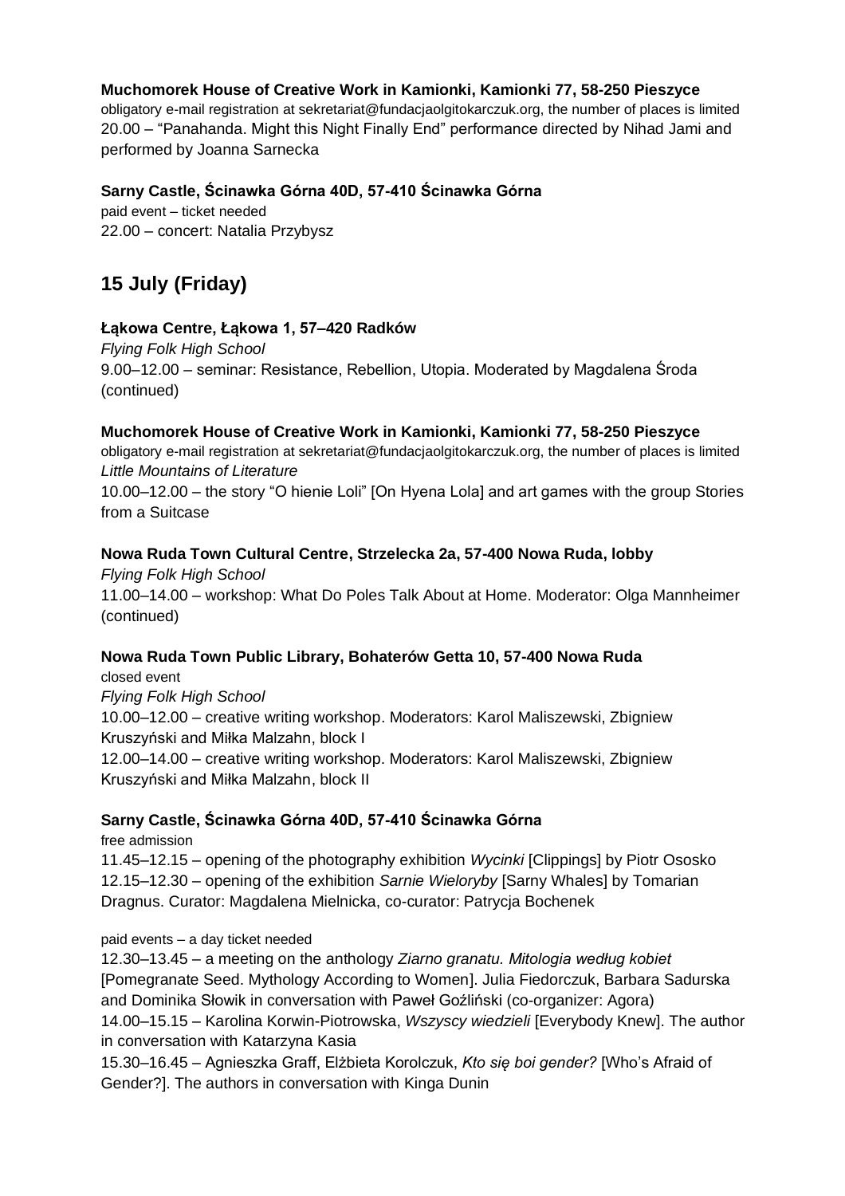**Muchomorek House of Creative Work in Kamionki, Kamionki 77, 58-250 Pieszyce**

obligatory e-mail registration at sekretariat@fundacjaolgitokarczuk.org, the number of places is limited

20.00 – "Panahanda. Might this Night Finally End" performance directed by Nihad Jami and performed by Joanna Sarnecka

**Sarny Castle, Ścinawka Górna 40D, 57-410 Ścinawka Górna**

paid event – ticket needed

22.00 – concert: Natalia Przybysz

## 15 July (Friday)

**Łąkowa Centre, Łąkowa 1, 57–420 Radków**

*Flying Folk High School*

9.00–12.00 – seminar: Resistance, Rebellion, Utopia. Moderated by Magdalena Środa (continued)

**Muchomorek House of Creative Work in Kamionki, Kamionki 77, 58-250 Pieszyce**

obligatory e-mail registration at sekretariat@fundacjaolgitokarczuk.org, the number of places is limited

*Little Mountains of Literature*

10.00–12.00 – the story "O hienie Loli" [On Hyena Lola] and art games with the group Stories from a Suitcase

**Nowa Ruda Town Cultural Centre, Strzelecka 2a, 57-400 Nowa Ruda, lobby**

*Flying Folk High School*

11.00–14.00 – workshop: What Do Poles Talk About at Home. Moderator: Olga Mannheimer (continued)

**Nowa Ruda Town Public Library, Bohaterów Getta 10, 57-400 Nowa Ruda**

closed event

*Flying Folk High School*

10.00–12.00 – creative writing workshop. Moderators: Karol Maliszewski, Zbigniew Kruszyński and Miłka Malzahn, block I

12.00–14.00 – creative writing workshop. Moderators: Karol Maliszewski, Zbigniew Kruszyński and Miłka Malzahn, block II

**Sarny Castle, Ścinawka Górna 40D, 57-410 Ścinawka Górna**

free admission

11.45–12.15 – opening of the photography exhibition *Wycinki* [Clippings] by Piotr Ososko

12.15–12.30 – opening of the exhibition *Sarnie Wieloryby* [Sarny Whales] by Tomarian Dragnus. Curator: Magdalena Mielnicka, co-curator: Patrycja Bochenek

paid events – a day ticket needed

12.30–13.45 – a meeting on the anthology *Ziarno granatu. Mitologia według kobiet* [Pomegranate Seed. Mythology According to Women]. Julia Fiedorczuk, Barbara Sadurska and Dominika Słowik in conversation with Paweł Goźliński (co-organizer: Agora)

14.00–15.15 – Karolina Korwin-Piotrowska, *Wszyscy wiedzieli* [Everybody Knew]. The author in conversation with Katarzyna Kasia

15.30–16.45 – Agnieszka Graff, Elżbieta Korolczuk, *Kto się boi gender?* [Who's Afraid of Gender?]. The authors in conversation with Kinga Dunin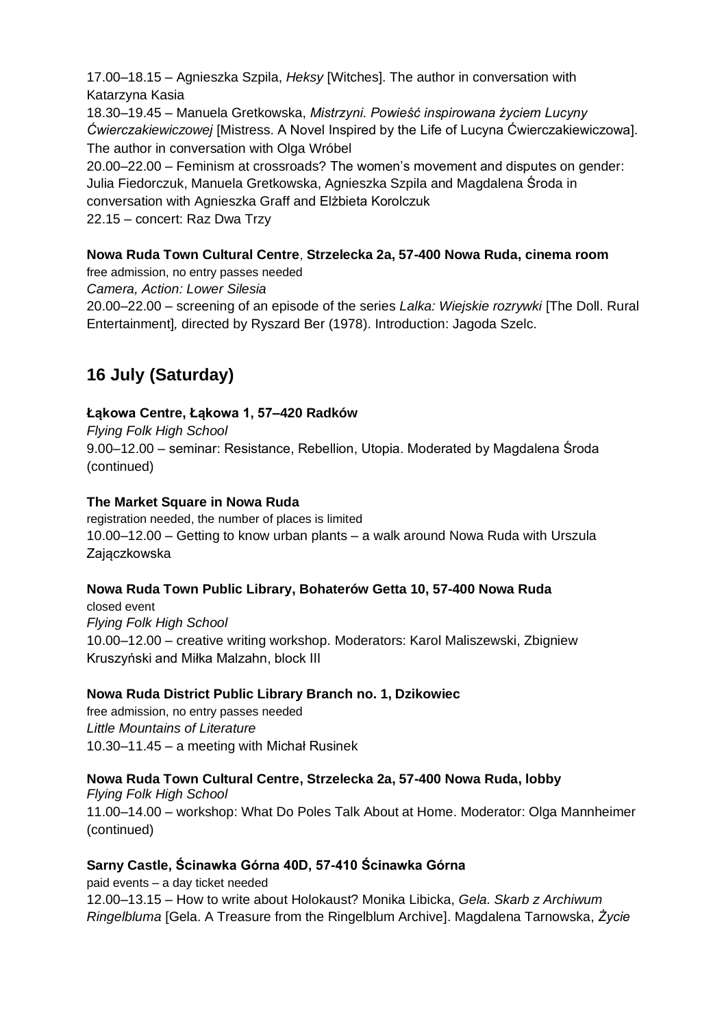17.00–18.15 – Agnieszka Szpila, *Heksy* [Witches]. The author in conversation with Katarzyna Kasia
18.30–19.45 – Manuela Gretkowska, *Mistrzyni. Powieść inspirowana życiem Lucyny Ćwierczakiewiczowej* [Mistress. A Novel Inspired by the Life of Lucyna Ćwierczakiewiczowa]. The author in conversation with Olga Wróbel
20.00–22.00 – Feminism at crossroads? The women's movement and disputes on gender: Julia Fiedorczuk, Manuela Gretkowska, Agnieszka Szpila and Magdalena Środa in conversation with Agnieszka Graff and Elżbieta Korolczuk
22.15 – concert: Raz Dwa Trzy

**Nowa Ruda Town Cultural Centre**, **Strzelecka 2a, 57-400 Nowa Ruda, cinema room**
free admission, no entry passes needed
*Camera, Action: Lower Silesia*
20.00–22.00 – screening of an episode of the series *Lalka: Wiejskie rozrywki* [The Doll. Rural Entertainment], directed by Ryszard Ber (1978). Introduction: Jagoda Szelc.

## 16 July (Saturday)

**Łąkowa Centre, Łąkowa 1, 57–420 Radków**
*Flying Folk High School*
9.00–12.00 – seminar: Resistance, Rebellion, Utopia. Moderated by Magdalena Środa (continued)

**The Market Square in Nowa Ruda**
registration needed, the number of places is limited
10.00–12.00 – Getting to know urban plants – a walk around Nowa Ruda with Urszula Zajączkowska

**Nowa Ruda Town Public Library, Bohaterów Getta 10, 57-400 Nowa Ruda**
closed event
*Flying Folk High School*
10.00–12.00 – creative writing workshop. Moderators: Karol Maliszewski, Zbigniew Kruszyński and Miłka Malzahn, block III

**Nowa Ruda District Public Library Branch no. 1, Dzikowiec**
free admission, no entry passes needed
*Little Mountains of Literature*
10.30–11.45 – a meeting with Michał Rusinek

**Nowa Ruda Town Cultural Centre, Strzelecka 2a, 57-400 Nowa Ruda, lobby**
*Flying Folk High School*
11.00–14.00 – workshop: What Do Poles Talk About at Home. Moderator: Olga Mannheimer (continued)

**Sarny Castle, Ścinawka Górna 40D, 57-410 Ścinawka Górna**
paid events – a day ticket needed
12.00–13.15 – How to write about Holokaust? Monika Libicka, *Gela. Skarb z Archiwum Ringelbluma* [Gela. A Treasure from the Ringelblum Archive]. Magdalena Tarnowska, *Życie*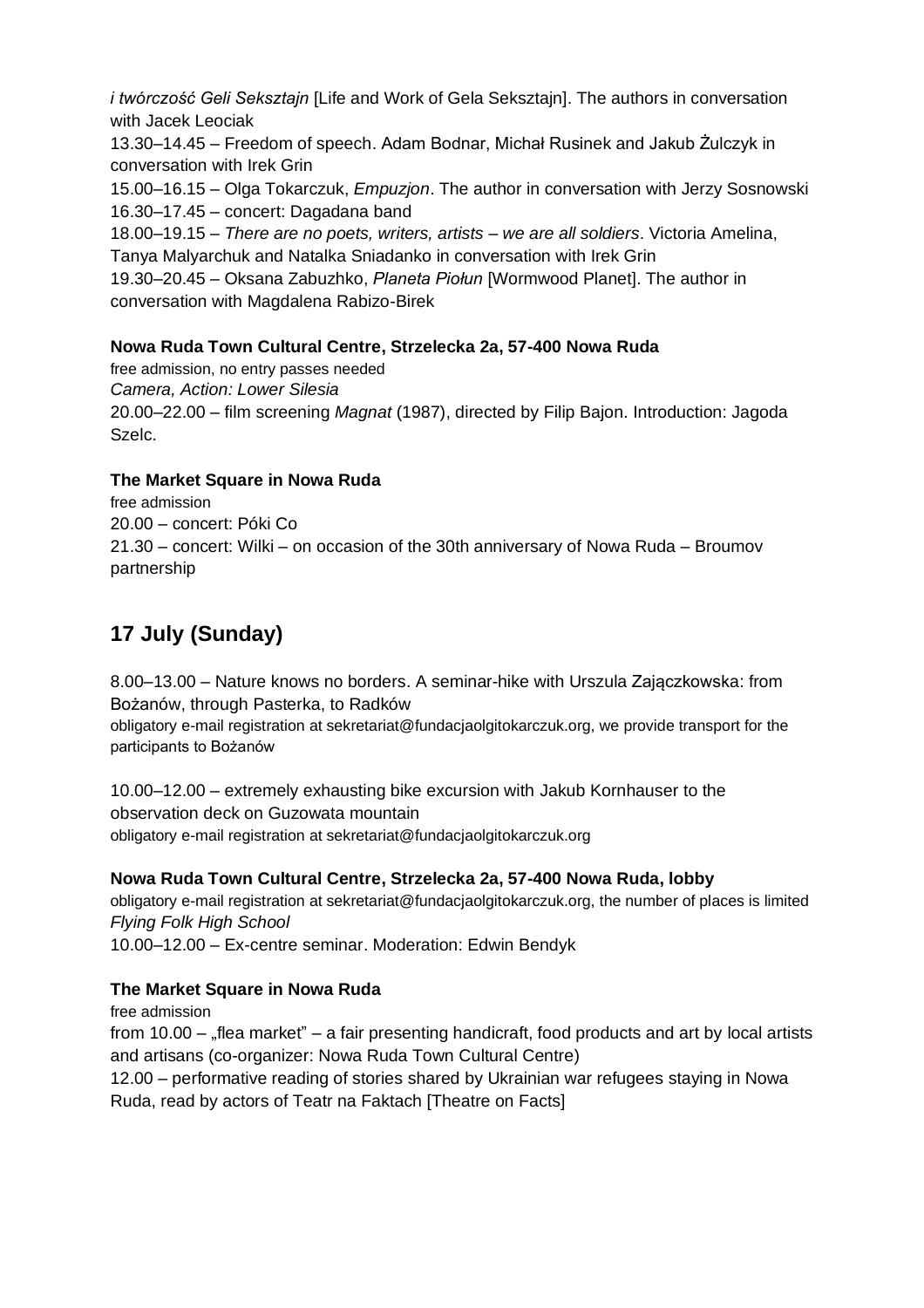*i twórczość Geli Seksztajn* [Life and Work of Gela Seksztajn]. The authors in conversation with Jacek Leociak
13.30–14.45 – Freedom of speech. Adam Bodnar, Michał Rusinek and Jakub Żulczyk in conversation with Irek Grin
15.00–16.15 – Olga Tokarczuk, *Empuzjon*. The author in conversation with Jerzy Sosnowski
16.30–17.45 – concert: Dagadana band
18.00–19.15 – *There are no poets, writers, artists – we are all soldiers*. Victoria Amelina, Tanya Malyarchuk and Natalka Sniadanko in conversation with Irek Grin
19.30–20.45 – Oksana Zabuzhko, *Planeta Piołun* [Wormwood Planet]. The author in conversation with Magdalena Rabizo-Birek

**Nowa Ruda Town Cultural Centre, Strzelecka 2a, 57-400 Nowa Ruda**
free admission, no entry passes needed
*Camera, Action: Lower Silesia*
20.00–22.00 – film screening *Magnat* (1987), directed by Filip Bajon. Introduction: Jagoda Szelc.

**The Market Square in Nowa Ruda**
free admission
20.00 – concert: Póki Co
21.30 – concert: Wilki – on occasion of the 30th anniversary of Nowa Ruda – Broumov partnership

## 17 July (Sunday)

8.00–13.00 – Nature knows no borders. A seminar-hike with Urszula Zajączkowska: from Bożanów, through Pasterka, to Radków
obligatory e-mail registration at sekretariat@fundacjaolgitokarczuk.org, we provide transport for the participants to Bożanów

10.00–12.00 – extremely exhausting bike excursion with Jakub Kornhauser to the observation deck on Guzowata mountain
obligatory e-mail registration at sekretariat@fundacjaolgitokarczuk.org

**Nowa Ruda Town Cultural Centre, Strzelecka 2a, 57-400 Nowa Ruda, lobby**
obligatory e-mail registration at sekretariat@fundacjaolgitokarczuk.org, the number of places is limited
*Flying Folk High School*
10.00–12.00 – Ex-centre seminar. Moderation: Edwin Bendyk

**The Market Square in Nowa Ruda**
free admission
from 10.00 – „flea market" – a fair presenting handicraft, food products and art by local artists and artisans (co-organizer: Nowa Ruda Town Cultural Centre)
12.00 – performative reading of stories shared by Ukrainian war refugees staying in Nowa Ruda, read by actors of Teatr na Faktach [Theatre on Facts]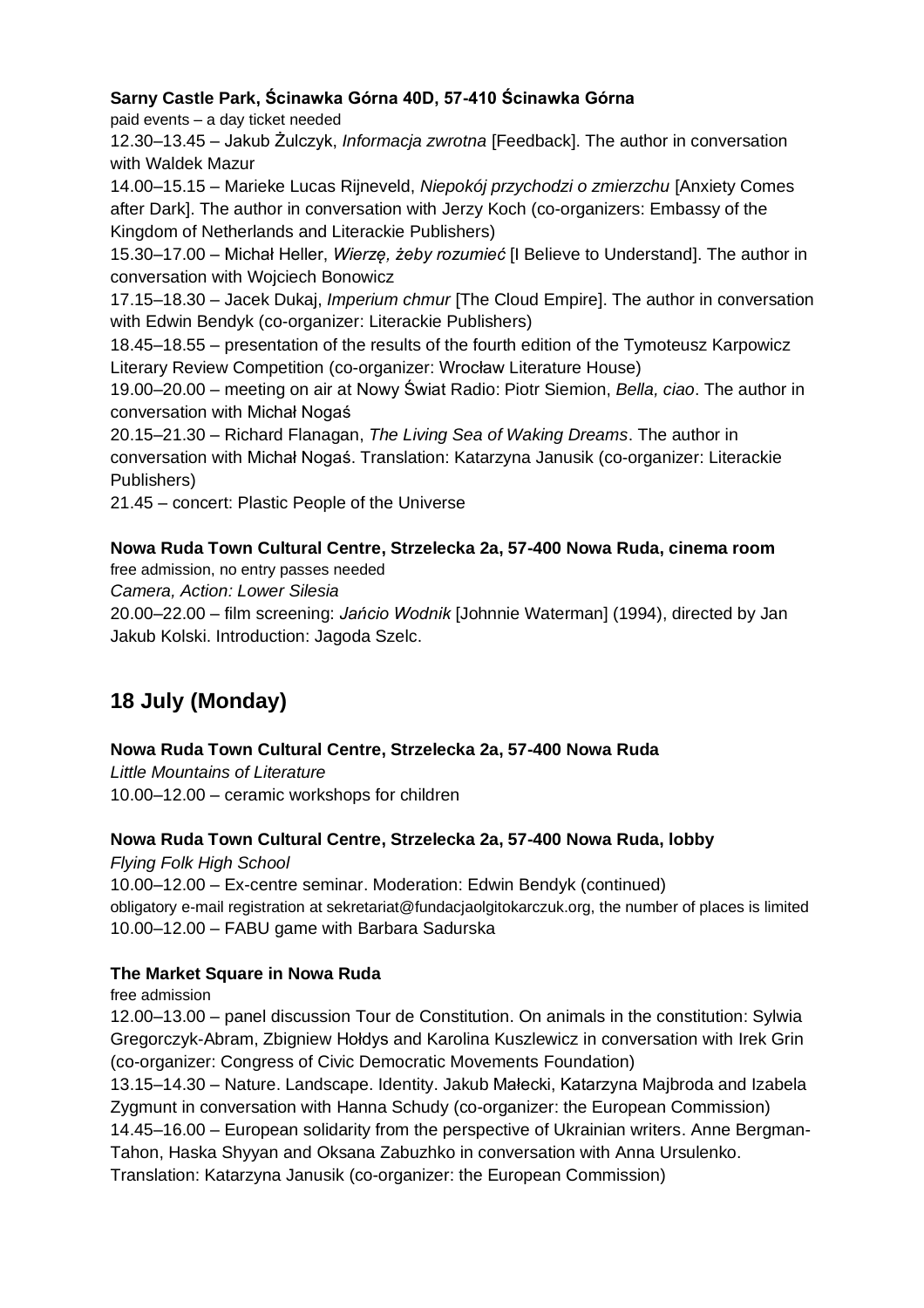**Sarny Castle Park, Ścinawka Górna 40D, 57-410 Ścinawka Górna**

paid events – a day ticket needed

12.30–13.45 – Jakub Żulczyk, *Informacja zwrotna* [Feedback]. The author in conversation with Waldek Mazur

14.00–15.15 – Marieke Lucas Rijneveld, *Niepokój przychodzi o zmierzchu* [Anxiety Comes after Dark]. The author in conversation with Jerzy Koch (co-organizers: Embassy of the Kingdom of Netherlands and Literackie Publishers)

15.30–17.00 – Michał Heller, *Wierzę, żeby rozumieć* [I Believe to Understand]. The author in conversation with Wojciech Bonowicz

17.15–18.30 – Jacek Dukaj, *Imperium chmur* [The Cloud Empire]. The author in conversation with Edwin Bendyk (co-organizer: Literackie Publishers)

18.45–18.55 – presentation of the results of the fourth edition of the Tymoteusz Karpowicz Literary Review Competition (co-organizer: Wrocław Literature House)

19.00–20.00 – meeting on air at Nowy Świat Radio: Piotr Siemion, *Bella, ciao*. The author in conversation with Michał Nogaś

20.15–21.30 – Richard Flanagan, *The Living Sea of Waking Dreams*. The author in conversation with Michał Nogaś. Translation: Katarzyna Janusik (co-organizer: Literackie Publishers)

21.45 – concert: Plastic People of the Universe

**Nowa Ruda Town Cultural Centre, Strzelecka 2a, 57-400 Nowa Ruda, cinema room**

free admission, no entry passes needed

*Camera, Action: Lower Silesia*

20.00–22.00 – film screening: *Jańcio Wodnik* [Johnnie Waterman] (1994), directed by Jan Jakub Kolski. Introduction: Jagoda Szelc.

## 18 July (Monday)

**Nowa Ruda Town Cultural Centre, Strzelecka 2a, 57-400 Nowa Ruda**

*Little Mountains of Literature*

10.00–12.00 – ceramic workshops for children

**Nowa Ruda Town Cultural Centre, Strzelecka 2a, 57-400 Nowa Ruda, lobby**

*Flying Folk High School*

10.00–12.00 – Ex-centre seminar. Moderation: Edwin Bendyk (continued)

obligatory e-mail registration at sekretariat@fundacjaolgitokarczuk.org, the number of places is limited

10.00–12.00 – FABU game with Barbara Sadurska

**The Market Square in Nowa Ruda**

free admission

12.00–13.00 – panel discussion Tour de Constitution. On animals in the constitution: Sylwia Gregorczyk-Abram, Zbigniew Hołdys and Karolina Kuszlewicz in conversation with Irek Grin (co-organizer: Congress of Civic Democratic Movements Foundation)

13.15–14.30 – Nature. Landscape. Identity. Jakub Małecki, Katarzyna Majbroda and Izabela Zygmunt in conversation with Hanna Schudy (co-organizer: the European Commission)

14.45–16.00 – European solidarity from the perspective of Ukrainian writers. Anne Bergman-Tahon, Haska Shyyan and Oksana Zabuzhko in conversation with Anna Ursulenko. Translation: Katarzyna Janusik (co-organizer: the European Commission)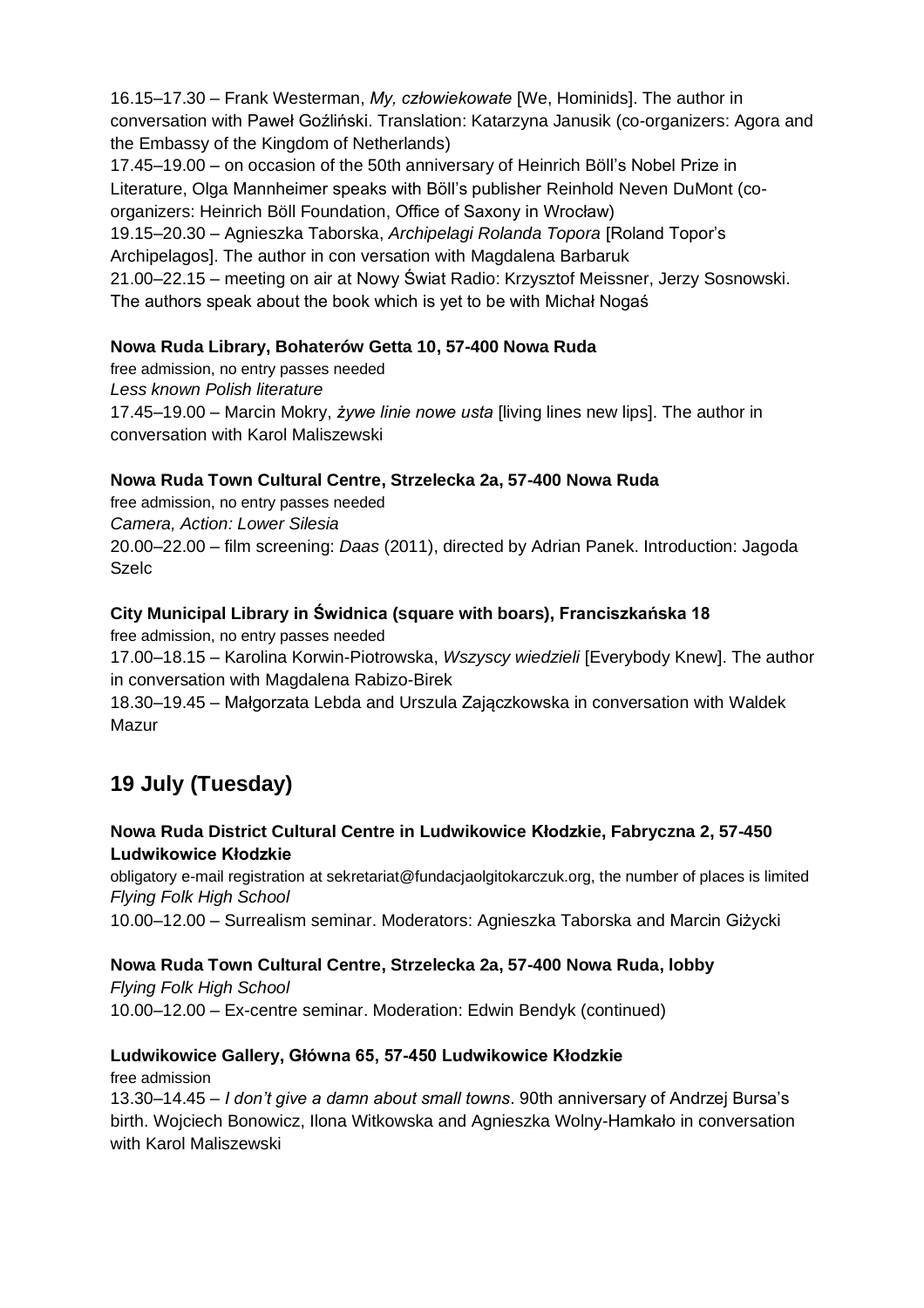16.15–17.30 – Frank Westerman, *My, człowiekowate* [We, Hominids]. The author in conversation with Paweł Goźliński. Translation: Katarzyna Janusik (co-organizers: Agora and the Embassy of the Kingdom of Netherlands)
17.45–19.00 – on occasion of the 50th anniversary of Heinrich Böll's Nobel Prize in Literature, Olga Mannheimer speaks with Böll's publisher Reinhold Neven DuMont (co-organizers: Heinrich Böll Foundation, Office of Saxony in Wrocław)
19.15–20.30 – Agnieszka Taborska, *Archipelagi Rolanda Topora* [Roland Topor's Archipelagos]. The author in con versation with Magdalena Barbaruk
21.00–22.15 – meeting on air at Nowy Świat Radio: Krzysztof Meissner, Jerzy Sosnowski. The authors speak about the book which is yet to be with Michał Nogaś

**Nowa Ruda Library, Bohaterów Getta 10, 57-400 Nowa Ruda**
free admission, no entry passes needed
*Less known Polish literature*
17.45–19.00 – Marcin Mokry, *żywe linie nowe usta* [living lines new lips]. The author in conversation with Karol Maliszewski

**Nowa Ruda Town Cultural Centre, Strzelecka 2a, 57-400 Nowa Ruda**
free admission, no entry passes needed
*Camera, Action: Lower Silesia*
20.00–22.00 – film screening: *Daas* (2011), directed by Adrian Panek. Introduction: Jagoda Szelc

**City Municipal Library in Świdnica (square with boars), Franciszkańska 18**
free admission, no entry passes needed
17.00–18.15 – Karolina Korwin-Piotrowska, *Wszyscy wiedzieli* [Everybody Knew]. The author in conversation with Magdalena Rabizo-Birek
18.30–19.45 – Małgorzata Lebda and Urszula Zajączkowska in conversation with Waldek Mazur

## 19 July (Tuesday)

**Nowa Ruda District Cultural Centre in Ludwikowice Kłodzkie, Fabryczna 2, 57-450 Ludwikowice Kłodzkie**
obligatory e-mail registration at sekretariat@fundacjaolgitokarczuk.org, the number of places is limited
*Flying Folk High School*
10.00–12.00 – Surrealism seminar. Moderators: Agnieszka Taborska and Marcin Giżycki

**Nowa Ruda Town Cultural Centre, Strzelecka 2a, 57-400 Nowa Ruda, lobby**
*Flying Folk High School*
10.00–12.00 – Ex-centre seminar. Moderation: Edwin Bendyk (continued)

**Ludwikowice Gallery, Główna 65, 57-450 Ludwikowice Kłodzkie**
free admission
13.30–14.45 – *I don't give a damn about small towns*. 90th anniversary of Andrzej Bursa's birth. Wojciech Bonowicz, Ilona Witkowska and Agnieszka Wolny-Hamkało in conversation with Karol Maliszewski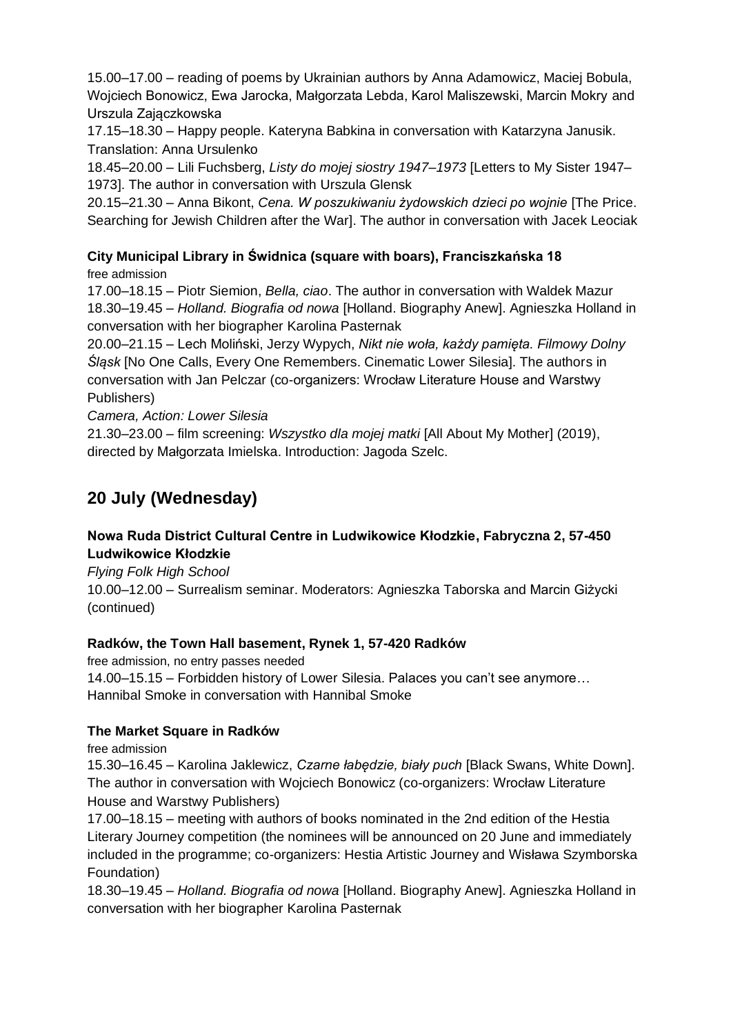15.00–17.00 – reading of poems by Ukrainian authors by Anna Adamowicz, Maciej Bobula, Wojciech Bonowicz, Ewa Jarocka, Małgorzata Lebda, Karol Maliszewski, Marcin Mokry and Urszula Zajączkowska

17.15–18.30 – Happy people. Kateryna Babkina in conversation with Katarzyna Janusik. Translation: Anna Ursulenko

18.45–20.00 – Lili Fuchsberg, *Listy do mojej siostry 1947–1973* [Letters to My Sister 1947–1973]. The author in conversation with Urszula Glensk

20.15–21.30 – Anna Bikont, *Cena. W poszukiwaniu żydowskich dzieci po wojnie* [The Price. Searching for Jewish Children after the War]. The author in conversation with Jacek Leociak

**City Municipal Library in Świdnica (square with boars), Franciszkańska 18**

free admission

17.00–18.15 – Piotr Siemion, *Bella, ciao*. The author in conversation with Waldek Mazur

18.30–19.45 – *Holland. Biografia od nowa* [Holland. Biography Anew]. Agnieszka Holland in conversation with her biographer Karolina Pasternak

20.00–21.15 – Lech Moliński, Jerzy Wypych, *Nikt nie woła, każdy pamięta. Filmowy Dolny Śląsk* [No One Calls, Every One Remembers. Cinematic Lower Silesia]. The authors in conversation with Jan Pelczar (co-organizers: Wrocław Literature House and Warstwy Publishers)

*Camera, Action: Lower Silesia*

21.30–23.00 – film screening: *Wszystko dla mojej matki* [All About My Mother] (2019), directed by Małgorzata Imielska. Introduction: Jagoda Szelc.

## 20 July (Wednesday)

**Nowa Ruda District Cultural Centre in Ludwikowice Kłodzkie, Fabryczna 2, 57-450 Ludwikowice Kłodzkie**

*Flying Folk High School*

10.00–12.00 – Surrealism seminar. Moderators: Agnieszka Taborska and Marcin Giżycki (continued)

**Radków, the Town Hall basement, Rynek 1, 57-420 Radków**

free admission, no entry passes needed

14.00–15.15 – Forbidden history of Lower Silesia. Palaces you can't see anymore… Hannibal Smoke in conversation with Hannibal Smoke

**The Market Square in Radków**

free admission

15.30–16.45 – Karolina Jaklewicz, *Czarne łabędzie, biały puch* [Black Swans, White Down]. The author in conversation with Wojciech Bonowicz (co-organizers: Wrocław Literature House and Warstwy Publishers)

17.00–18.15 – meeting with authors of books nominated in the 2nd edition of the Hestia Literary Journey competition (the nominees will be announced on 20 June and immediately included in the programme; co-organizers: Hestia Artistic Journey and Wisława Szymborska Foundation)

18.30–19.45 – *Holland. Biografia od nowa* [Holland. Biography Anew]. Agnieszka Holland in conversation with her biographer Karolina Pasternak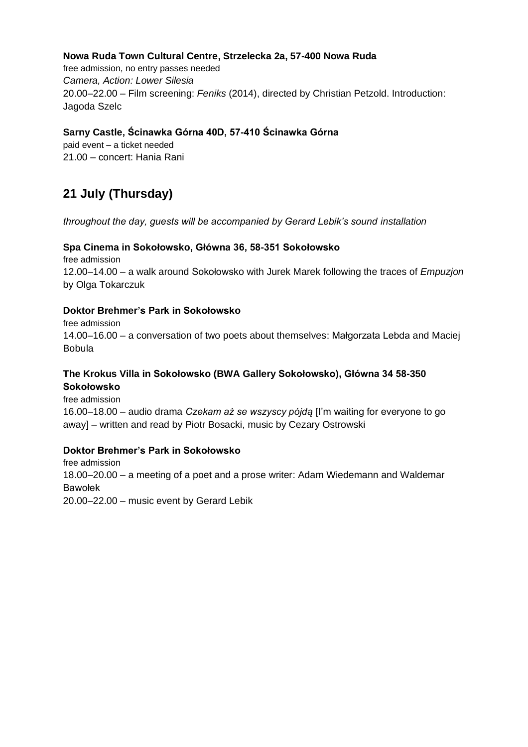**Nowa Ruda Town Cultural Centre, Strzelecka 2a, 57-400 Nowa Ruda**
free admission, no entry passes needed
*Camera, Action: Lower Silesia*
20.00–22.00 – Film screening: *Feniks* (2014), directed by Christian Petzold. Introduction: Jagoda Szelc

**Sarny Castle, Ścinawka Górna 40D, 57-410 Ścinawka Górna**
paid event – a ticket needed
21.00 – concert: Hania Rani

## 21 July (Thursday)

*throughout the day, guests will be accompanied by Gerard Lebik's sound installation*

**Spa Cinema in Sokołowsko, Główna 36, 58-351 Sokołowsko**
free admission
12.00–14.00 – a walk around Sokołowsko with Jurek Marek following the traces of *Empuzjon* by Olga Tokarczuk

**Doktor Brehmer's Park in Sokołowsko**
free admission
14.00–16.00 – a conversation of two poets about themselves: Małgorzata Lebda and Maciej Bobula

**The Krokus Villa in Sokołowsko (BWA Gallery Sokołowsko), Główna 34 58-350 Sokołowsko**
free admission
16.00–18.00 – audio drama *Czekam aż se wszyscy pójdą* [I'm waiting for everyone to go away] – written and read by Piotr Bosacki, music by Cezary Ostrowski

**Doktor Brehmer's Park in Sokołowsko**
free admission
18.00–20.00 – a meeting of a poet and a prose writer: Adam Wiedemann and Waldemar Bawołek
20.00–22.00 – music event by Gerard Lebik